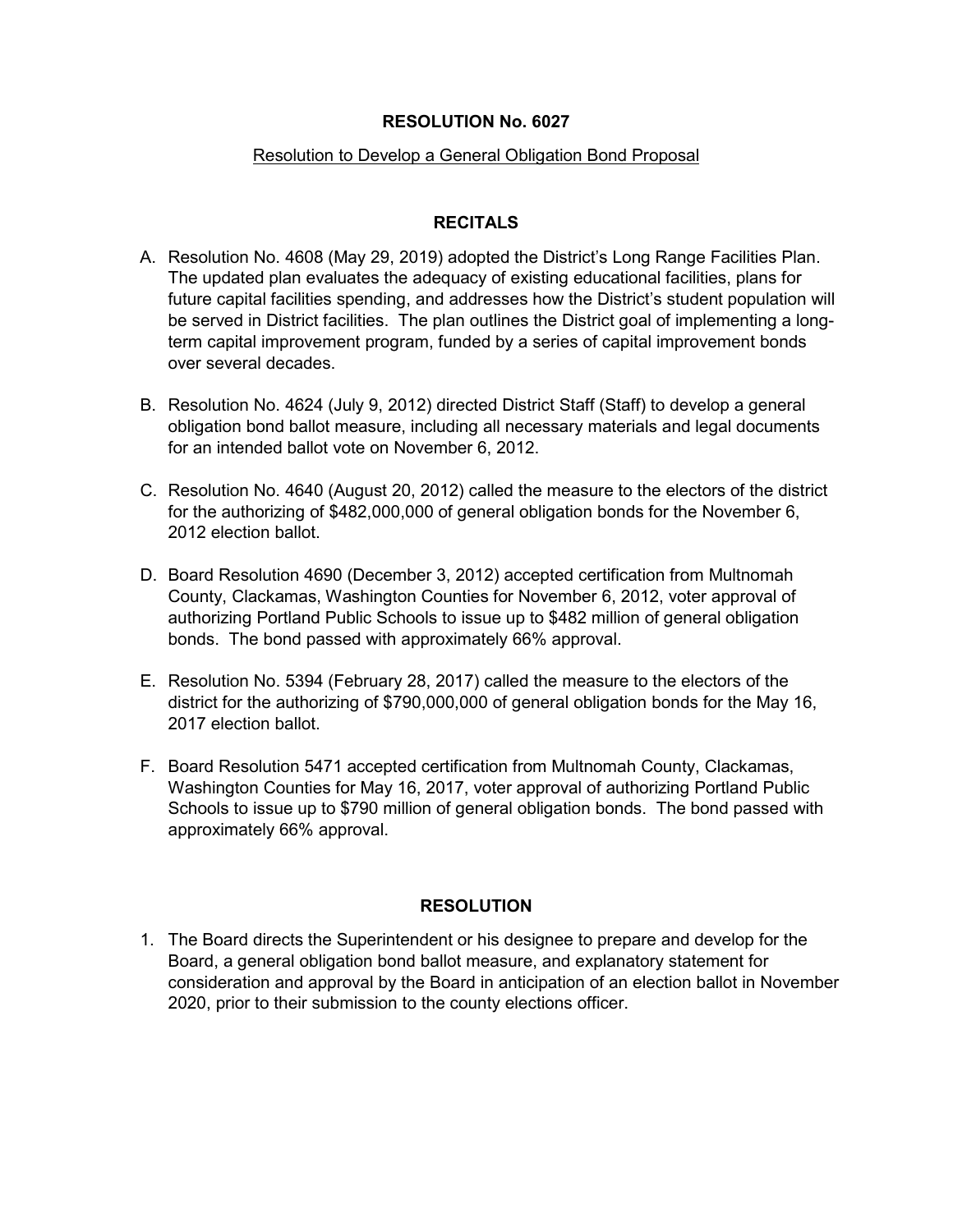# RESOLUTION No. 6027

Resolution to Develop a General Obligation Bond Proposal

## RECITALS

A. Resolution No. 4608 (May 29, 2019) adopted the District's Long Range Facilities Plan. The updated plan evaluates the adequacy of existing educational facilities, plans for future capital facilities spending, and addresses how the District's student population will be served in District facilities. The plan outlines the District goal of implementing a long-term capital improvement program, funded by a series of capital improvement bonds over several decades.

B. Resolution No. 4624 (July 9, 2012) directed District Staff (Staff) to develop a general obligation bond ballot measure, including all necessary materials and legal documents for an intended ballot vote on November 6, 2012.

C. Resolution No. 4640 (August 20, 2012) called the measure to the electors of the district for the authorizing of $482,000,000 of general obligation bonds for the November 6, 2012 election ballot.

D. Board Resolution 4690 (December 3, 2012) accepted certification from Multnomah County, Clackamas, Washington Counties for November 6, 2012, voter approval of authorizing Portland Public Schools to issue up to $482 million of general obligation bonds. The bond passed with approximately 66% approval.

E. Resolution No. 5394 (February 28, 2017) called the measure to the electors of the district for the authorizing of $790,000,000 of general obligation bonds for the May 16, 2017 election ballot.

F. Board Resolution 5471 accepted certification from Multnomah County, Clackamas, Washington Counties for May 16, 2017, voter approval of authorizing Portland Public Schools to issue up to $790 million of general obligation bonds. The bond passed with approximately 66% approval.

## RESOLUTION

1. The Board directs the Superintendent or his designee to prepare and develop for the Board, a general obligation bond ballot measure, and explanatory statement for consideration and approval by the Board in anticipation of an election ballot in November 2020, prior to their submission to the county elections officer.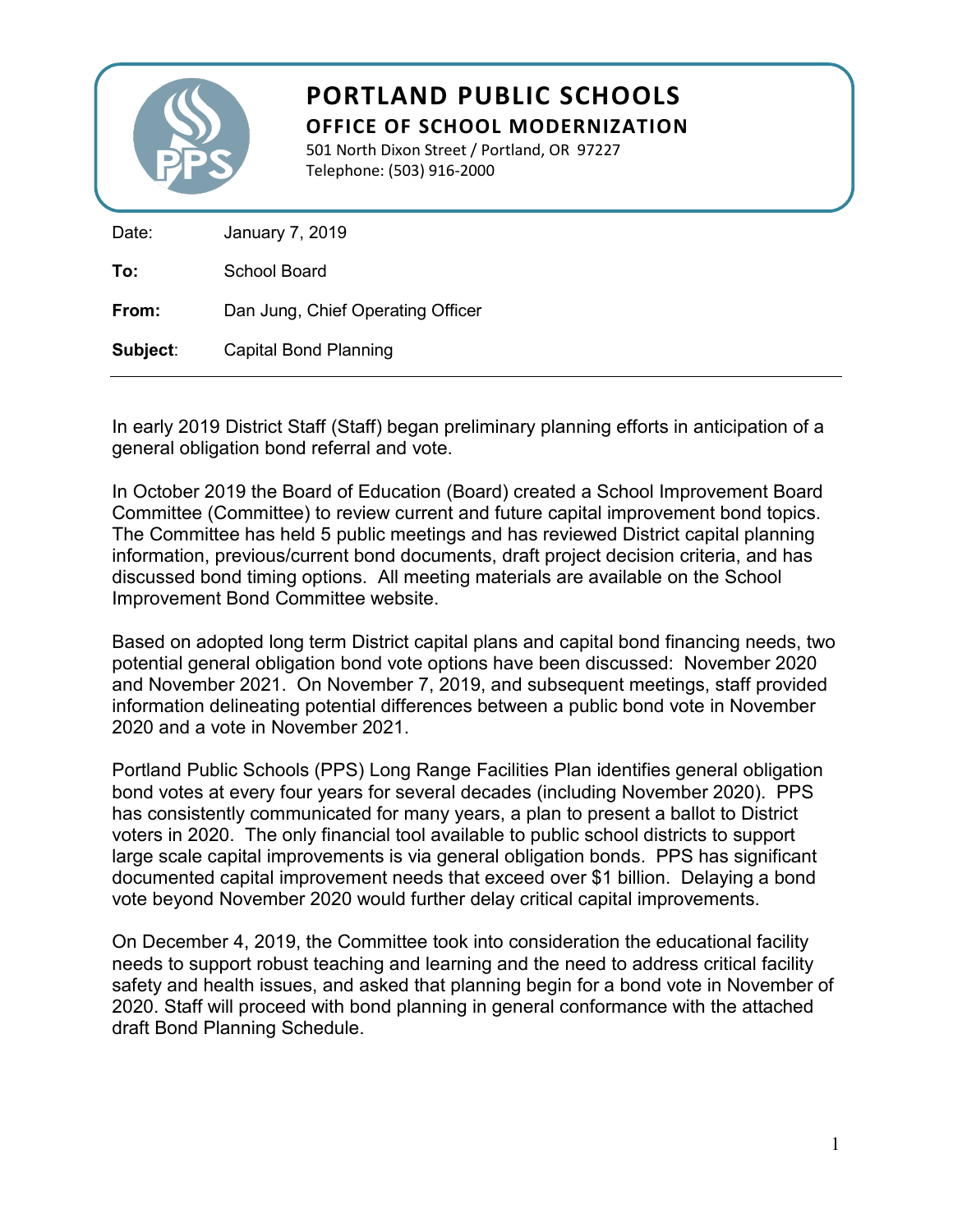# PORTLAND PUBLIC SCHOOLS

## OFFICE OF SCHOOL MODERNIZATION

501 North Dixon Street / Portland, OR 97227
Telephone: (503) 916-2000

| | |
|---|---|
| Date: | January 7, 2019 |
| **To:** | School Board |
| **From:** | Dan Jung, Chief Operating Officer |
| **Subject**: | Capital Bond Planning |

In early 2019 District Staff (Staff) began preliminary planning efforts in anticipation of a general obligation bond referral and vote.

In October 2019 the Board of Education (Board) created a School Improvement Board Committee (Committee) to review current and future capital improvement bond topics. The Committee has held 5 public meetings and has reviewed District capital planning information, previous/current bond documents, draft project decision criteria, and has discussed bond timing options. All meeting materials are available on the School Improvement Bond Committee website.

Based on adopted long term District capital plans and capital bond financing needs, two potential general obligation bond vote options have been discussed: November 2020 and November 2021. On November 7, 2019, and subsequent meetings, staff provided information delineating potential differences between a public bond vote in November 2020 and a vote in November 2021.

Portland Public Schools (PPS) Long Range Facilities Plan identifies general obligation bond votes at every four years for several decades (including November 2020). PPS has consistently communicated for many years, a plan to present a ballot to District voters in 2020. The only financial tool available to public school districts to support large scale capital improvements is via general obligation bonds. PPS has significant documented capital improvement needs that exceed over $1 billion. Delaying a bond vote beyond November 2020 would further delay critical capital improvements.

On December 4, 2019, the Committee took into consideration the educational facility needs to support robust teaching and learning and the need to address critical facility safety and health issues, and asked that planning begin for a bond vote in November of 2020. Staff will proceed with bond planning in general conformance with the attached draft Bond Planning Schedule.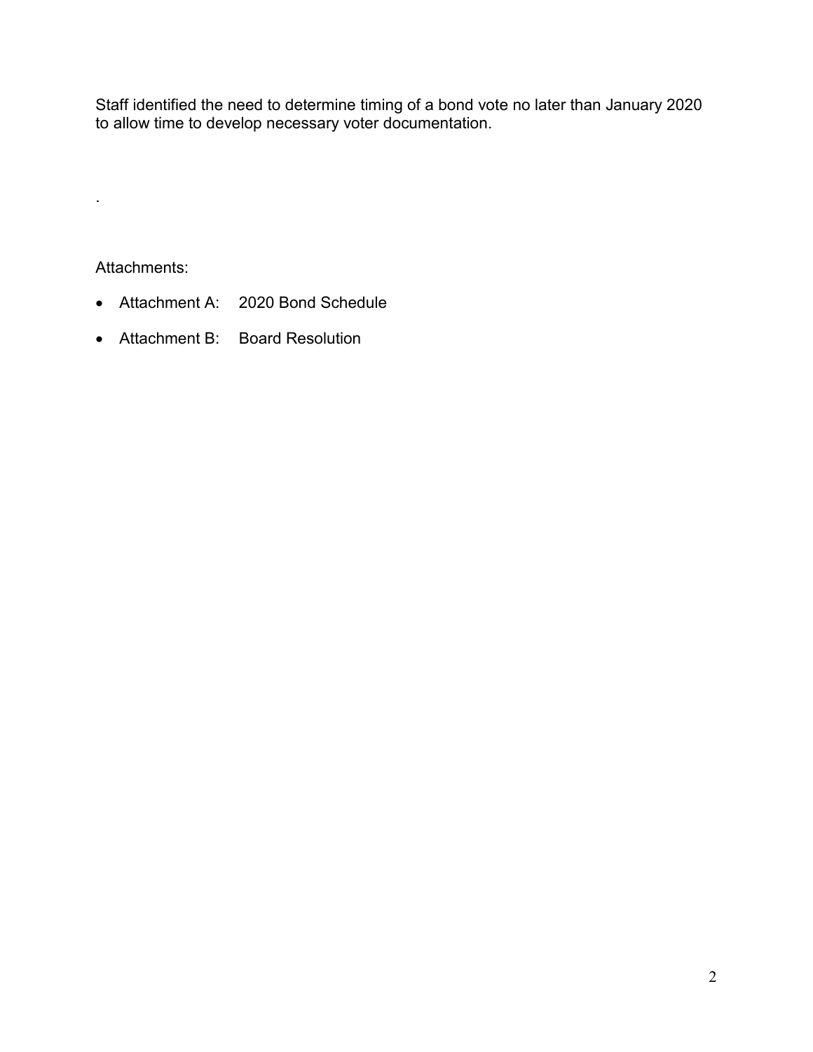Staff identified the need to determine timing of a bond vote no later than January 2020 to allow time to develop necessary voter documentation.

.

Attachments:

- Attachment A: 2020 Bond Schedule
- Attachment B: Board Resolution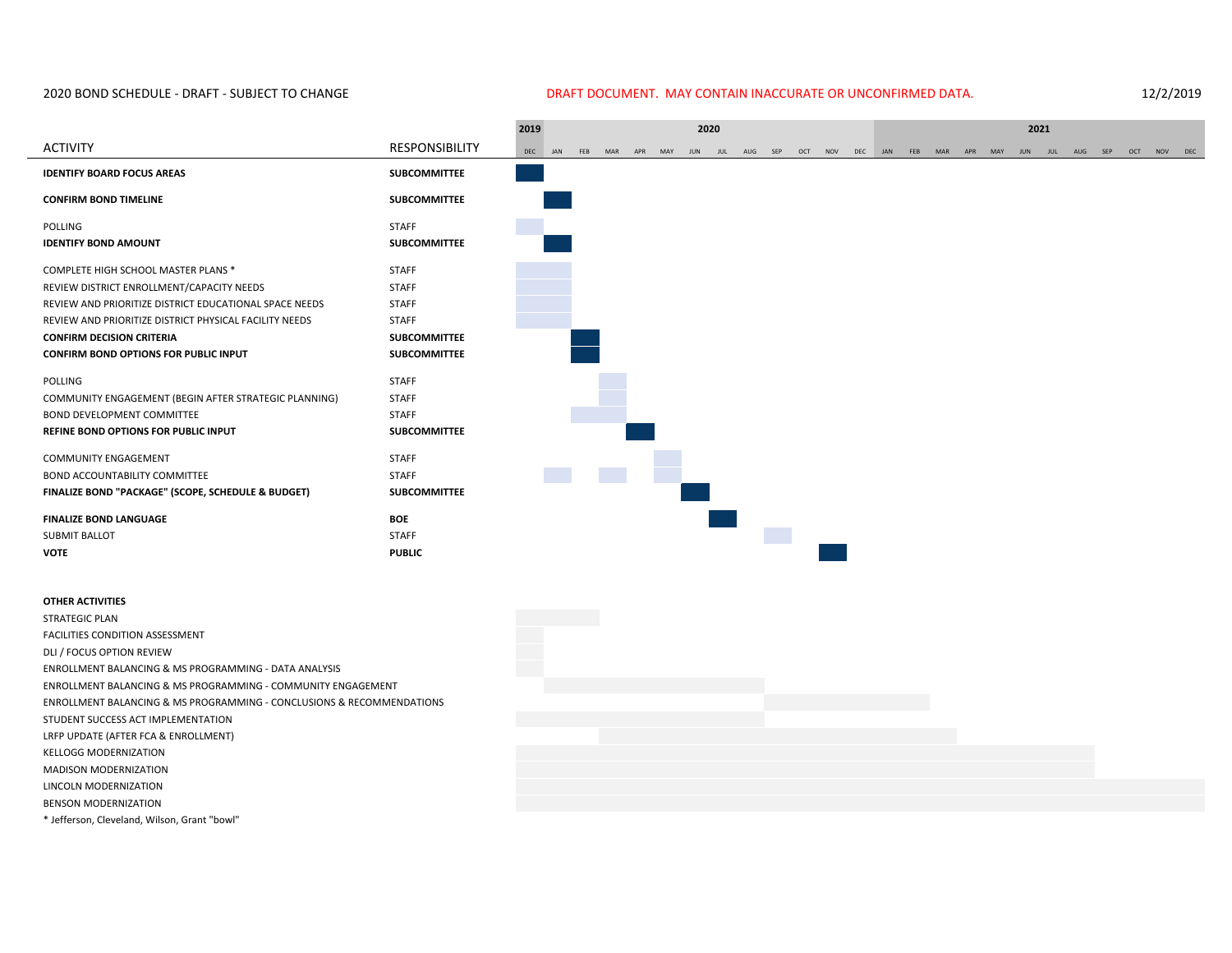2020 BOND SCHEDULE - DRAFT - SUBJECT TO CHANGE

DRAFT DOCUMENT. MAY CONTAIN INACCURATE OR UNCONFIRMED DATA.

12/2/2019

2019 | 2020 | 2021

DEC JAN FEB MAR APR MAY JUN JUL AUG SEP OCT NOV DEC JAN FEB MAR APR MAY JUN JUL AUG SEP OCT NOV DEC

| ACTIVITY | RESPONSIBILITY |
|---|---|
| **IDENTIFY BOARD FOCUS AREAS** | **SUBCOMMITTEE** |
| **CONFIRM BOND TIMELINE** | **SUBCOMMITTEE** |
| POLLING | STAFF |
| **IDENTIFY BOND AMOUNT** | **SUBCOMMITTEE** |
| COMPLETE HIGH SCHOOL MASTER PLANS * | STAFF |
| REVIEW DISTRICT ENROLLMENT/CAPACITY NEEDS | STAFF |
| REVIEW AND PRIORITIZE DISTRICT EDUCATIONAL SPACE NEEDS | STAFF |
| REVIEW AND PRIORITIZE DISTRICT PHYSICAL FACILITY NEEDS | STAFF |
| **CONFIRM DECISION CRITERIA** | **SUBCOMMITTEE** |
| **CONFIRM BOND OPTIONS FOR PUBLIC INPUT** | **SUBCOMMITTEE** |
| POLLING | STAFF |
| COMMUNITY ENGAGEMENT (BEGIN AFTER STRATEGIC PLANNING) | STAFF |
| BOND DEVELOPMENT COMMITTEE | STAFF |
| **REFINE BOND OPTIONS FOR PUBLIC INPUT** | **SUBCOMMITTEE** |
| COMMUNITY ENGAGEMENT | STAFF |
| BOND ACCOUNTABILITY COMMITTEE | STAFF |
| **FINALIZE BOND "PACKAGE" (SCOPE, SCHEDULE & BUDGET)** | **SUBCOMMITTEE** |
| **FINALIZE BOND LANGUAGE** | **BOE** |
| SUBMIT BALLOT | STAFF |
| **VOTE** | **PUBLIC** |

**OTHER ACTIVITIES**

STRATEGIC PLAN

FACILITIES CONDITION ASSESSMENT

DLI / FOCUS OPTION REVIEW

ENROLLMENT BALANCING & MS PROGRAMMING - DATA ANALYSIS

ENROLLMENT BALANCING & MS PROGRAMMING - COMMUNITY ENGAGEMENT

ENROLLMENT BALANCING & MS PROGRAMMING - CONCLUSIONS & RECOMMENDATIONS

STUDENT SUCCESS ACT IMPLEMENTATION

LRFP UPDATE (AFTER FCA & ENROLLMENT)

KELLOGG MODERNIZATION

MADISON MODERNIZATION

LINCOLN MODERNIZATION

BENSON MODERNIZATION

* Jefferson, Cleveland, Wilson, Grant "bowl"